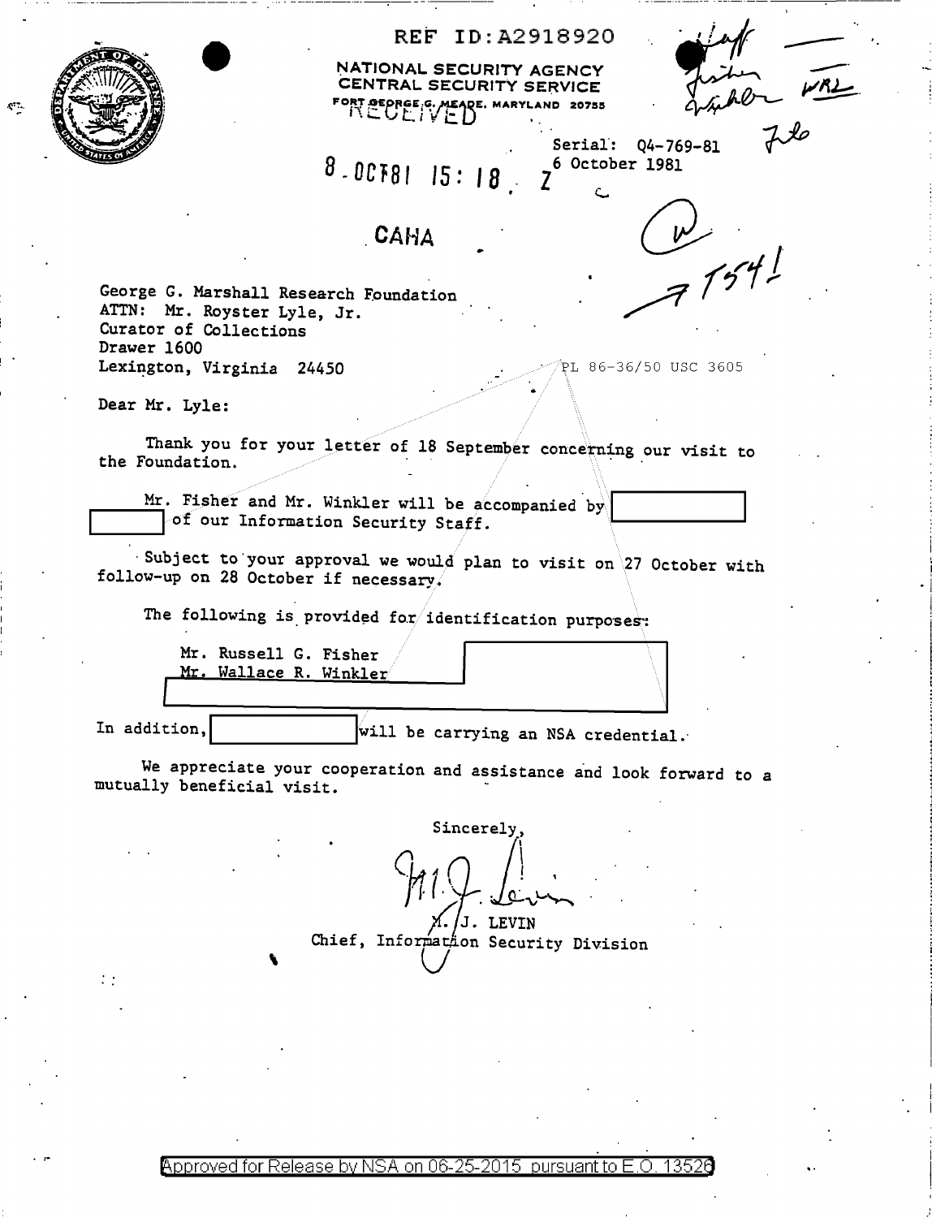REF ID:A2918920

NATIONAL SECURITY AGENCY
CENTRAL SECURITY SERVICE
FORT GEORGE G. MEADE, MARYLAND 20755

RECEIVED

8 OCT 81 15:18 Z

Serial: Q4-769-81
6 October 1981

CAHA

George G. Marshall Research Foundation
ATTN: Mr. Royster Lyle, Jr.
Curator of Collections
Drawer 1600
Lexington, Virginia 24450

PL 86-36/50 USC 3605

Dear Mr. Lyle:

Thank you for your letter of 18 September concerning our visit to the Foundation.

Mr. Fisher and Mr. Winkler will be accompanied by [REDACTED] of our Information Security Staff.

Subject to your approval we would plan to visit on 27 October with follow-up on 28 October if necessary.

The following is provided for identification purposes:

Mr. Russell G. Fisher [REDACTED]
Mr. Wallace R. Winkler
[REDACTED]

In addition, [REDACTED] will be carrying an NSA credential.

We appreciate your cooperation and assistance and look forward to a mutually beneficial visit.

Sincerely,

M. J. LEVIN
Chief, Information Security Division

Approved for Release by NSA on 06-25-2015 pursuant to E.O. 13526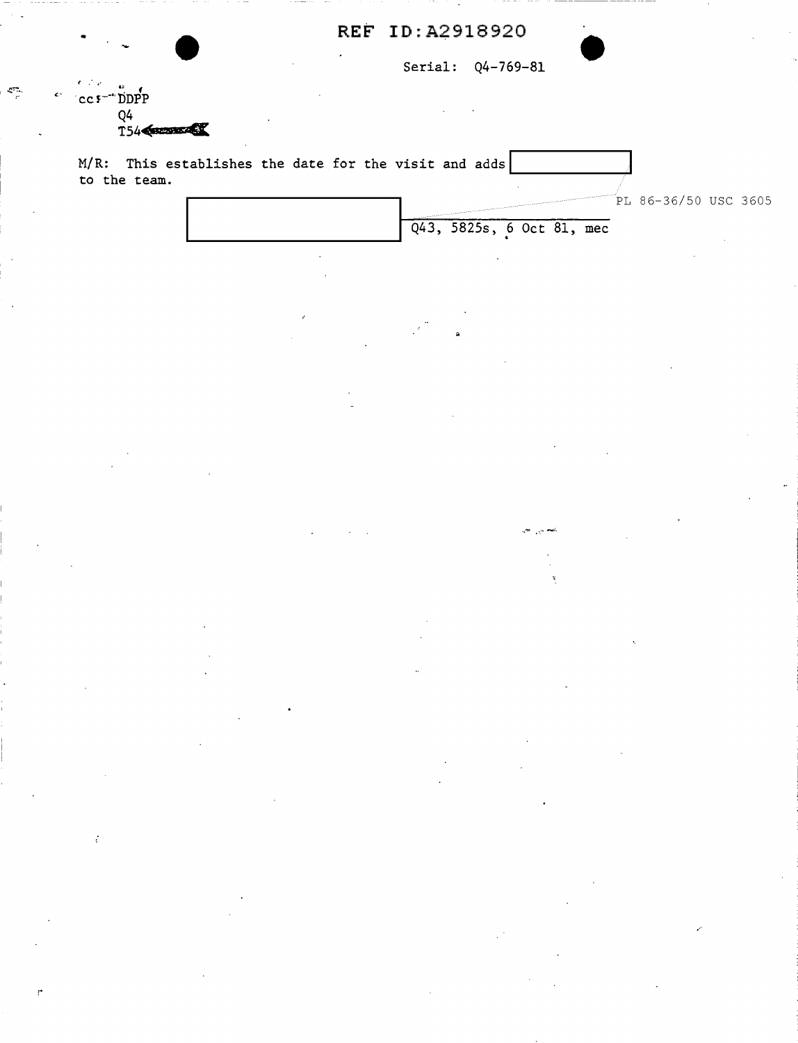REF ID:A2918920

Serial: Q4-769-81

cc: DDPP
Q4
T54

M/R: This establishes the date for the visit and adds [redacted] to the team.

PL 86-36/50 USC 3605

[redacted]

Q43, 5825s, 6 Oct 81, mec